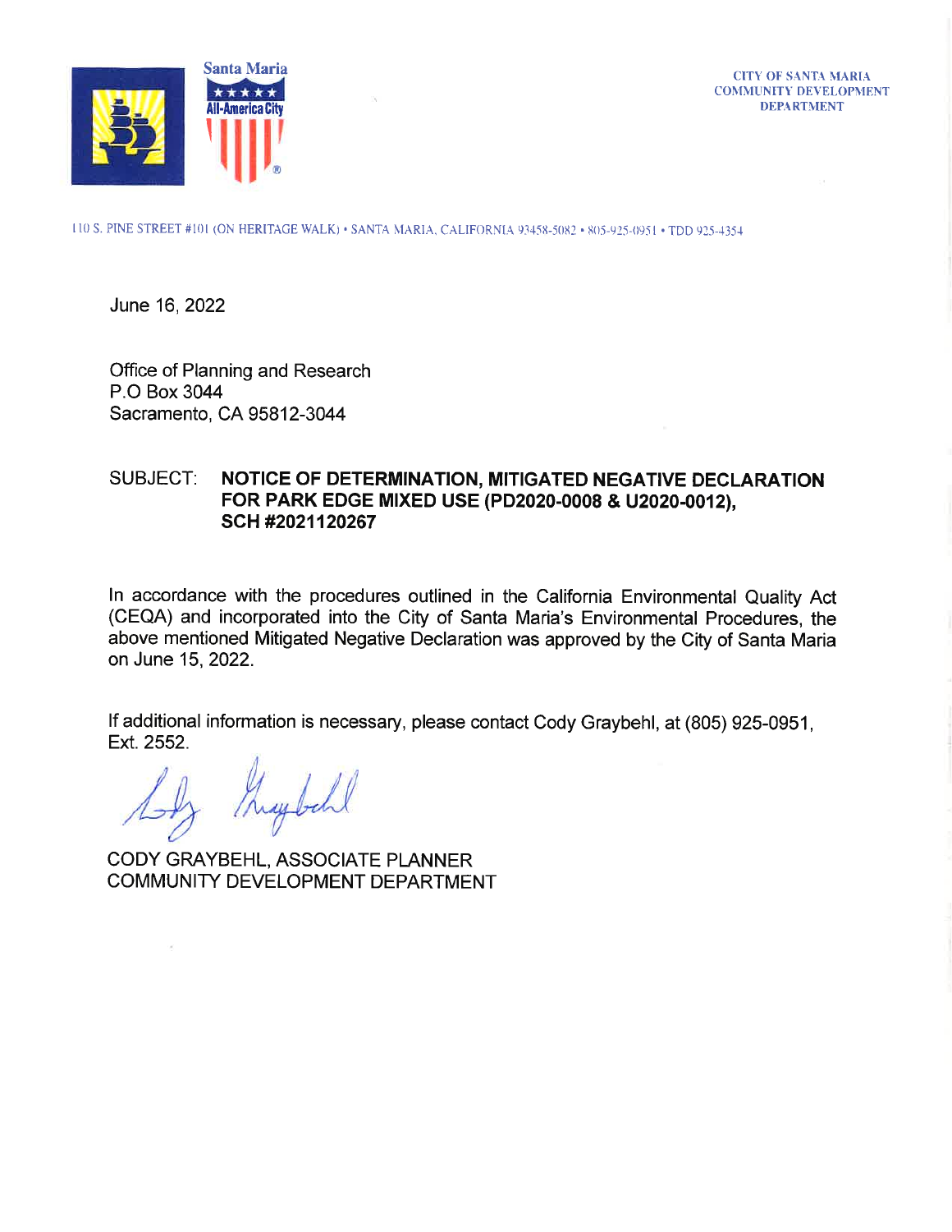Santa Maria
All-America City

CITY OF SANTA MARIA
COMMUNITY DEVELOPMENT
DEPARTMENT

110 S. PINE STREET #101 (ON HERITAGE WALK) • SANTA MARIA, CALIFORNIA 93458-5082 • 805-925-0951 • TDD 925-4354

June 16, 2022

Office of Planning and Research
P.O Box 3044
Sacramento, CA 95812-3044

SUBJECT: **NOTICE OF DETERMINATION, MITIGATED NEGATIVE DECLARATION FOR PARK EDGE MIXED USE (PD2020-0008 & U2020-0012), SCH #2021120267**

In accordance with the procedures outlined in the California Environmental Quality Act (CEQA) and incorporated into the City of Santa Maria's Environmental Procedures, the above mentioned Mitigated Negative Declaration was approved by the City of Santa Maria on June 15, 2022.

If additional information is necessary, please contact Cody Graybehl, at (805) 925-0951, Ext. 2552.

CODY GRAYBEHL, ASSOCIATE PLANNER
COMMUNITY DEVELOPMENT DEPARTMENT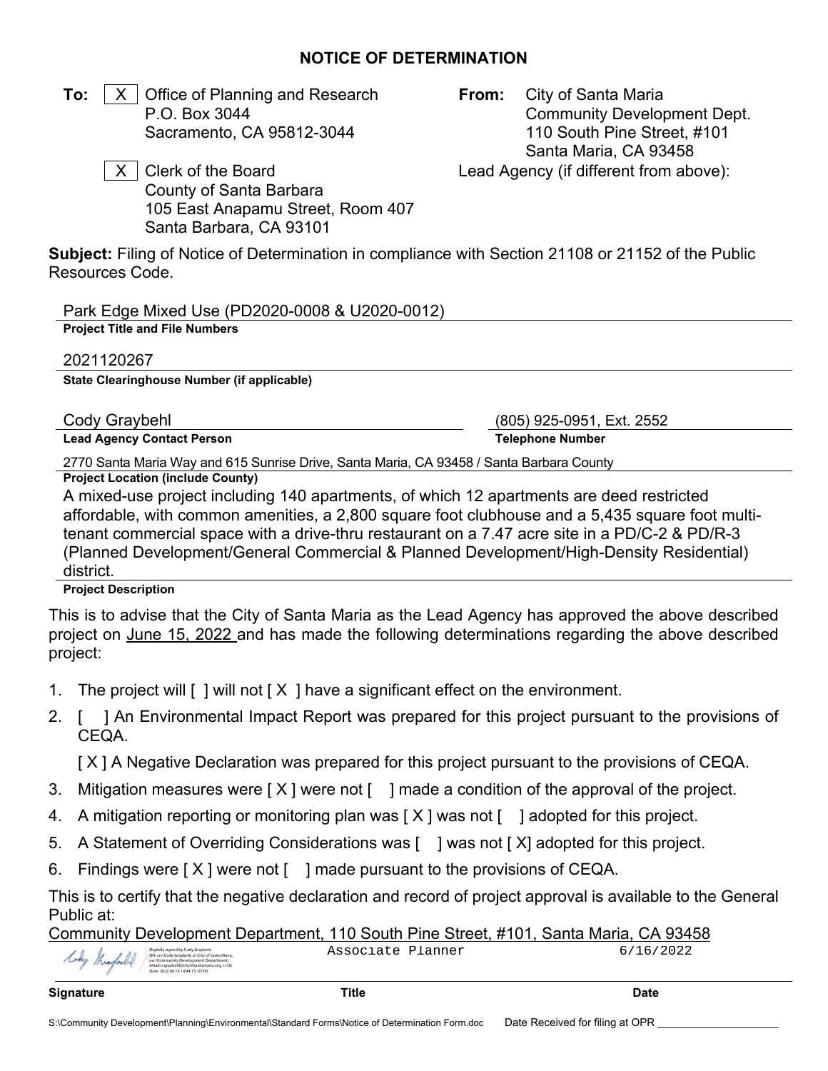# NOTICE OF DETERMINATION

**To:** [ X ] Office of Planning and Research
P.O. Box 3044
Sacramento, CA 95812-3044

[ X ] Clerk of the Board
County of Santa Barbara
105 East Anapamu Street, Room 407
Santa Barbara, CA 93101

**From:** City of Santa Maria
Community Development Dept.
110 South Pine Street, #101
Santa Maria, CA 93458

Lead Agency (if different from above):

**Subject:** Filing of Notice of Determination in compliance with Section 21108 or 21152 of the Public Resources Code.

Park Edge Mixed Use (PD2020-0008 & U2020-0012)
**Project Title and File Numbers**

2021120267
**State Clearinghouse Number (if applicable)**

Cody Graybehl
**Lead Agency Contact Person**

(805) 925-0951, Ext. 2552
**Telephone Number**

2770 Santa Maria Way and 615 Sunrise Drive, Santa Maria, CA 93458 / Santa Barbara County
**Project Location (include County)**

A mixed-use project including 140 apartments, of which 12 apartments are deed restricted affordable, with common amenities, a 2,800 square foot clubhouse and a 5,435 square foot multi-tenant commercial space with a drive-thru restaurant on a 7.47 acre site in a PD/C-2 & PD/R-3 (Planned Development/General Commercial & Planned Development/High-Density Residential) district.
**Project Description**

This is to advise that the City of Santa Maria as the Lead Agency has approved the above described project on June 15, 2022 and has made the following determinations regarding the above described project:

1. The project will [ ] will not [ X ] have a significant effect on the environment.
2. [ ] An Environmental Impact Report was prepared for this project pursuant to the provisions of CEQA.

   [ X ] A Negative Declaration was prepared for this project pursuant to the provisions of CEQA.
3. Mitigation measures were [ X ] were not [ ] made a condition of the approval of the project.
4. A mitigation reporting or monitoring plan was [ X ] was not [ ] adopted for this project.
5. A Statement of Overriding Considerations was [ ] was not [ X] adopted for this project.
6. Findings were [ X ] were not [ ] made pursuant to the provisions of CEQA.

This is to certify that the negative declaration and record of project approval is available to the General Public at:
Community Development Department, 110 South Pine Street, #101, Santa Maria, CA 93458

Digitally signed by Cody Graybehl
DN: cn=Cody Graybehl, o=City of Santa Maria, ou=Community Development Department, email=cgraybehl@cityofsantamaria.org, c=US
Date: 2022.06.16 14:44:15 -07'00'

| Signature | Title | Date |
|---|---|---|
| | Associate Planner | 6/16/2022 |

S:\Community Development\Planning\Environmental\Standard Forms\Notice of Determination Form.doc Date Received for filing at OPR ___________________